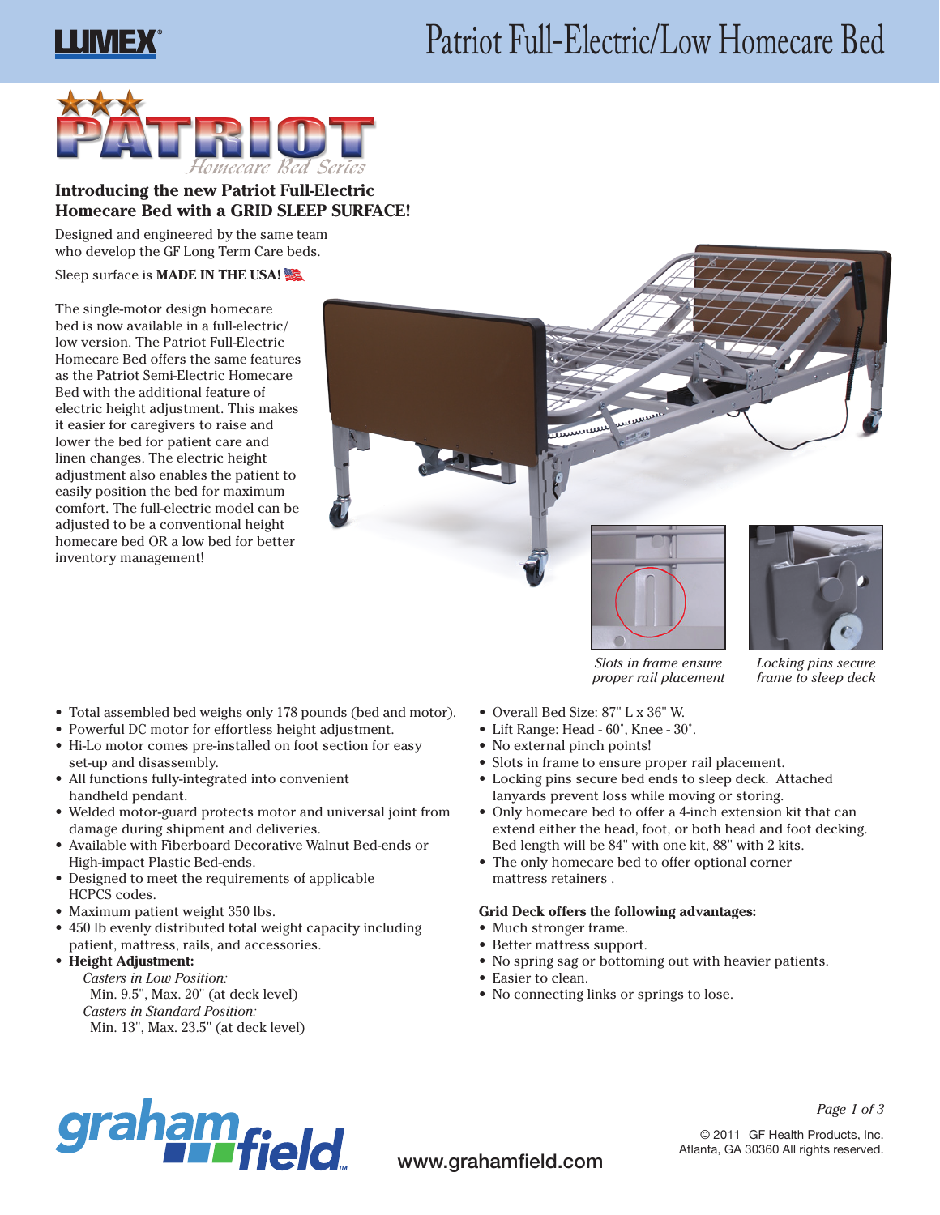# Patriot Full-Electric/Low Homecare Bed

LUMEX

PATRIOT Homecare Bed Series

## Introducing the new Patriot Full-Electric Homecare Bed with a GRID SLEEP SURFACE!

Designed and engineered by the same team who develop the GF Long Term Care beds.

Sleep surface is **MADE IN THE USA!**

The single-motor design homecare bed is now available in a full-electric/low version. The Patriot Full-Electric Homecare Bed offers the same features as the Patriot Semi-Electric Homecare Bed with the additional feature of electric height adjustment. This makes it easier for caregivers to raise and lower the bed for patient care and linen changes. The electric height adjustment also enables the patient to easily position the bed for maximum comfort. The full-electric model can be adjusted to be a conventional height homecare bed OR a low bed for better inventory management!

*Slots in frame ensure proper rail placement*

*Locking pins secure frame to sleep deck*

- Total assembled bed weighs only 178 pounds (bed and motor).
- Powerful DC motor for effortless height adjustment.
- Hi-Lo motor comes pre-installed on foot section for easy set-up and disassembly.
- All functions fully-integrated into convenient handheld pendant.
- Welded motor-guard protects motor and universal joint from damage during shipment and deliveries.
- Available with Fiberboard Decorative Walnut Bed-ends or High-impact Plastic Bed-ends.
- Designed to meet the requirements of applicable HCPCS codes.
- Maximum patient weight 350 lbs.
- 450 lb evenly distributed total weight capacity including patient, mattress, rails, and accessories.
- **Height Adjustment:**
  - *Casters in Low Position:*
    Min. 9.5", Max. 20" (at deck level)
  - *Casters in Standard Position:*
    Min. 13", Max. 23.5" (at deck level)
- Overall Bed Size: 87" L x 36" W.
- Lift Range: Head - 60˚, Knee - 30˚.
- No external pinch points!
- Slots in frame to ensure proper rail placement.
- Locking pins secure bed ends to sleep deck. Attached lanyards prevent loss while moving or storing.
- Only homecare bed to offer a 4-inch extension kit that can extend either the head, foot, or both head and foot decking. Bed length will be 84" with one kit, 88" with 2 kits.
- The only homecare bed to offer optional corner mattress retainers .

**Grid Deck offers the following advantages:**

- Much stronger frame.
- Better mattress support.
- No spring sag or bottoming out with heavier patients.
- Easier to clean.
- No connecting links or springs to lose.

graham field

www.grahamfield.com

© 2011 GF Health Products, Inc.
Atlanta, GA 30360 All rights reserved.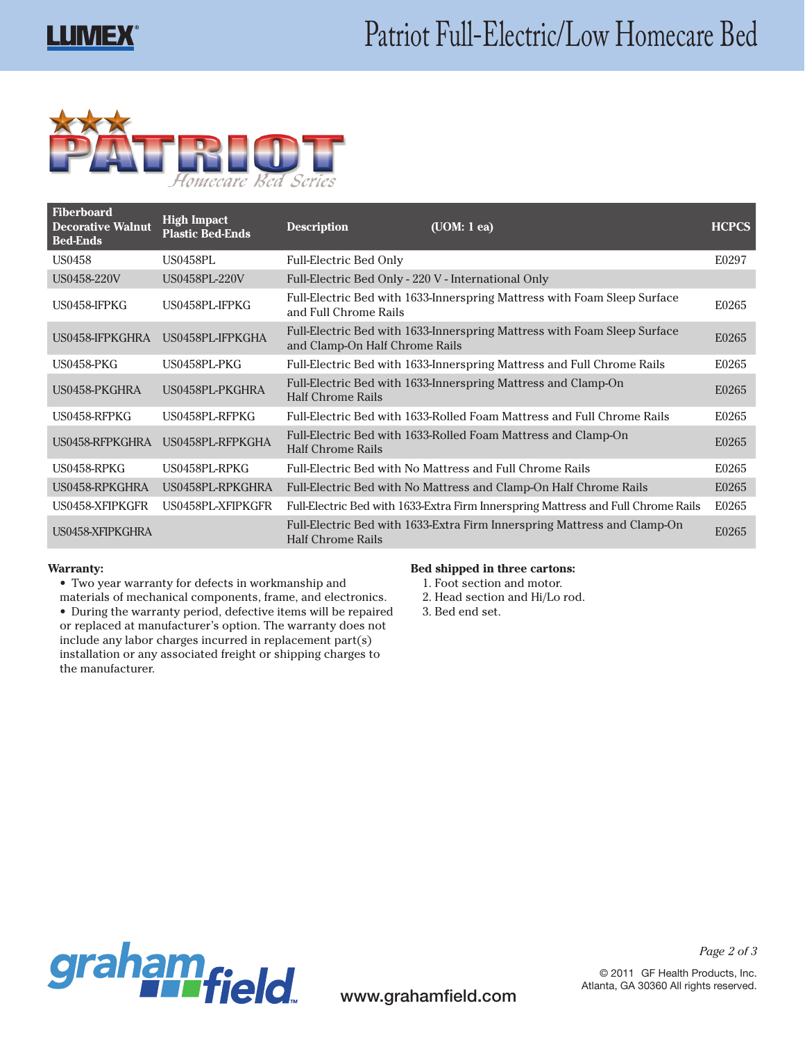# Patriot Full-Electric/Low Homecare Bed

PATRIOT Homecare Bed Series

| Fiberboard Decorative Walnut Bed-Ends | High Impact Plastic Bed-Ends | Description (UOM: 1 ea) | HCPCS |
|---|---|---|---|
| US0458 | US0458PL | Full-Electric Bed Only | E0297 |
| US0458-220V | US0458PL-220V | Full-Electric Bed Only - 220 V - International Only | |
| US0458-IFPKG | US0458PL-IFPKG | Full-Electric Bed with 1633-Innerspring Mattress with Foam Sleep Surface and Full Chrome Rails | E0265 |
| US0458-IFPKGHRA | US0458PL-IFPKGHA | Full-Electric Bed with 1633-Innerspring Mattress with Foam Sleep Surface and Clamp-On Half Chrome Rails | E0265 |
| US0458-PKG | US0458PL-PKG | Full-Electric Bed with 1633-Innerspring Mattress and Full Chrome Rails | E0265 |
| US0458-PKGHRA | US0458PL-PKGHRA | Full-Electric Bed with 1633-Innerspring Mattress and Clamp-On Half Chrome Rails | E0265 |
| US0458-RFPKG | US0458PL-RFPKG | Full-Electric Bed with 1633-Rolled Foam Mattress and Full Chrome Rails | E0265 |
| US0458-RFPKGHRA | US0458PL-RFPKGHA | Full-Electric Bed with 1633-Rolled Foam Mattress and Clamp-On Half Chrome Rails | E0265 |
| US0458-RPKG | US0458PL-RPKG | Full-Electric Bed with No Mattress and Full Chrome Rails | E0265 |
| US0458-RPKGHRA | US0458PL-RPKGHRA | Full-Electric Bed with No Mattress and Clamp-On Half Chrome Rails | E0265 |
| US0458-XFIPKGFR | US0458PL-XFIPKGFR | Full-Electric Bed with 1633-Extra Firm Innerspring Mattress and Full Chrome Rails | E0265 |
| US0458-XFIPKGHRA | | Full-Electric Bed with 1633-Extra Firm Innerspring Mattress and Clamp-On Half Chrome Rails | E0265 |

**Warranty:**

- Two year warranty for defects in workmanship and materials of mechanical components, frame, and electronics.
- During the warranty period, defective items will be repaired or replaced at manufacturer's option. The warranty does not include any labor charges incurred in replacement part(s) installation or any associated freight or shipping charges to the manufacturer.

**Bed shipped in three cartons:**

1. Foot section and motor.
2. Head section and Hi/Lo rod.
3. Bed end set.

www.grahamfield.com

© 2011 GF Health Products, Inc.
Atlanta, GA 30360 All rights reserved.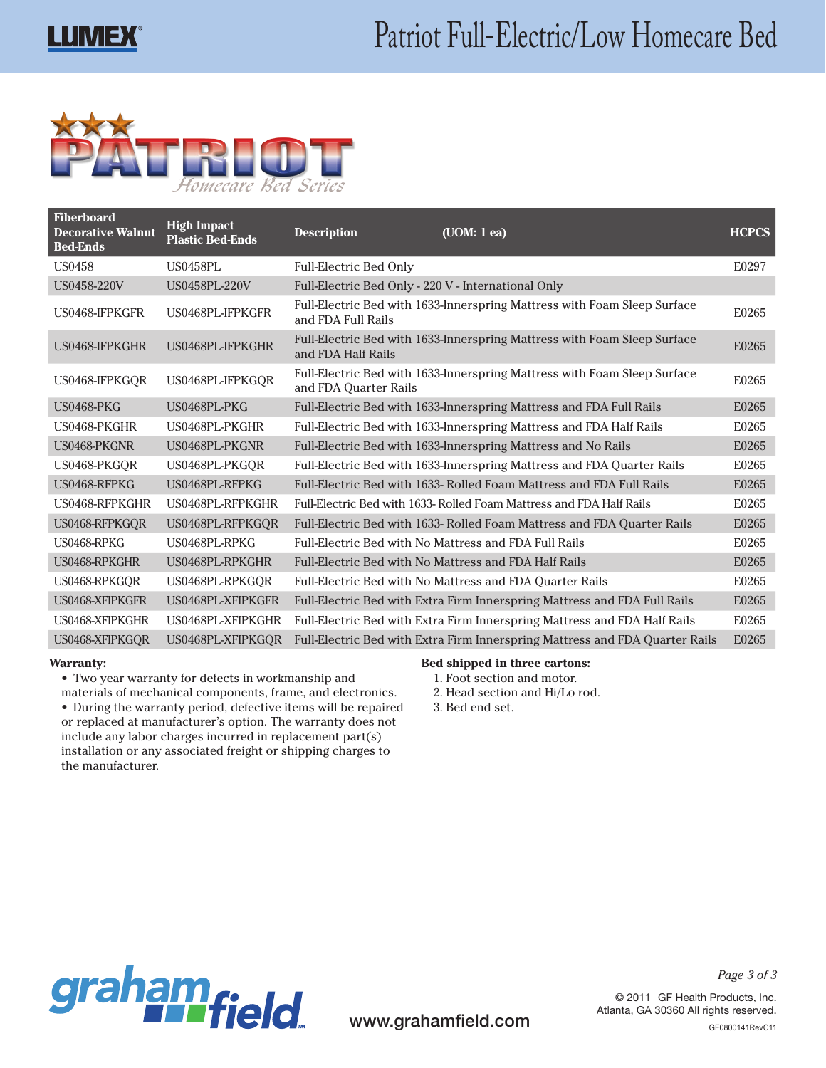# Patriot Full-Electric/Low Homecare Bed

PATRIOT
Homecare Bed Series

| Fiberboard Decorative Walnut Bed-Ends | High Impact Plastic Bed-Ends | Description (UOM: 1 ea) | HCPCS |
|---|---|---|---|
| US0458 | US0458PL | Full-Electric Bed Only | E0297 |
| US0458-220V | US0458PL-220V | Full-Electric Bed Only - 220 V - International Only | |
| US0468-IFPKGFR | US0468PL-IFPKGFR | Full-Electric Bed with 1633-Innerspring Mattress with Foam Sleep Surface and FDA Full Rails | E0265 |
| US0468-IFPKGHR | US0468PL-IFPKGHR | Full-Electric Bed with 1633-Innerspring Mattress with Foam Sleep Surface and FDA Half Rails | E0265 |
| US0468-IFPKGQR | US0468PL-IFPKGQR | Full-Electric Bed with 1633-Innerspring Mattress with Foam Sleep Surface and FDA Quarter Rails | E0265 |
| US0468-PKG | US0468PL-PKG | Full-Electric Bed with 1633-Innerspring Mattress and FDA Full Rails | E0265 |
| US0468-PKGHR | US0468PL-PKGHR | Full-Electric Bed with 1633-Innerspring Mattress and FDA Half Rails | E0265 |
| US0468-PKGNR | US0468PL-PKGNR | Full-Electric Bed with 1633-Innerspring Mattress and No Rails | E0265 |
| US0468-PKGQR | US0468PL-PKGQR | Full-Electric Bed with 1633-Innerspring Mattress and FDA Quarter Rails | E0265 |
| US0468-RFPKG | US0468PL-RFPKG | Full-Electric Bed with 1633- Rolled Foam Mattress and FDA Full Rails | E0265 |
| US0468-RFPKGHR | US0468PL-RFPKGHR | Full-Electric Bed with 1633- Rolled Foam Mattress and FDA Half Rails | E0265 |
| US0468-RFPKGQR | US0468PL-RFPKGQR | Full-Electric Bed with 1633- Rolled Foam Mattress and FDA Quarter Rails | E0265 |
| US0468-RPKG | US0468PL-RPKG | Full-Electric Bed with No Mattress and FDA Full Rails | E0265 |
| US0468-RPKGHR | US0468PL-RPKGHR | Full-Electric Bed with No Mattress and FDA Half Rails | E0265 |
| US0468-RPKGQR | US0468PL-RPKGQR | Full-Electric Bed with No Mattress and FDA Quarter Rails | E0265 |
| US0468-XFIPKGFR | US0468PL-XFIPKGFR | Full-Electric Bed with Extra Firm Innerspring Mattress and FDA Full Rails | E0265 |
| US0468-XFIPKGHR | US0468PL-XFIPKGHR | Full-Electric Bed with Extra Firm Innerspring Mattress and FDA Half Rails | E0265 |
| US0468-XFIPKGQR | US0468PL-XFIPKGQR | Full-Electric Bed with Extra Firm Innerspring Mattress and FDA Quarter Rails | E0265 |

**Warranty:**

- Two year warranty for defects in workmanship and materials of mechanical components, frame, and electronics.
- During the warranty period, defective items will be repaired or replaced at manufacturer's option. The warranty does not include any labor charges incurred in replacement part(s) installation or any associated freight or shipping charges to the manufacturer.

**Bed shipped in three cartons:**

1. Foot section and motor.
2. Head section and Hi/Lo rod.
3. Bed end set.

www.grahamfield.com

© 2011 GF Health Products, Inc.
Atlanta, GA 30360 All rights reserved.
GF0800141RevC11